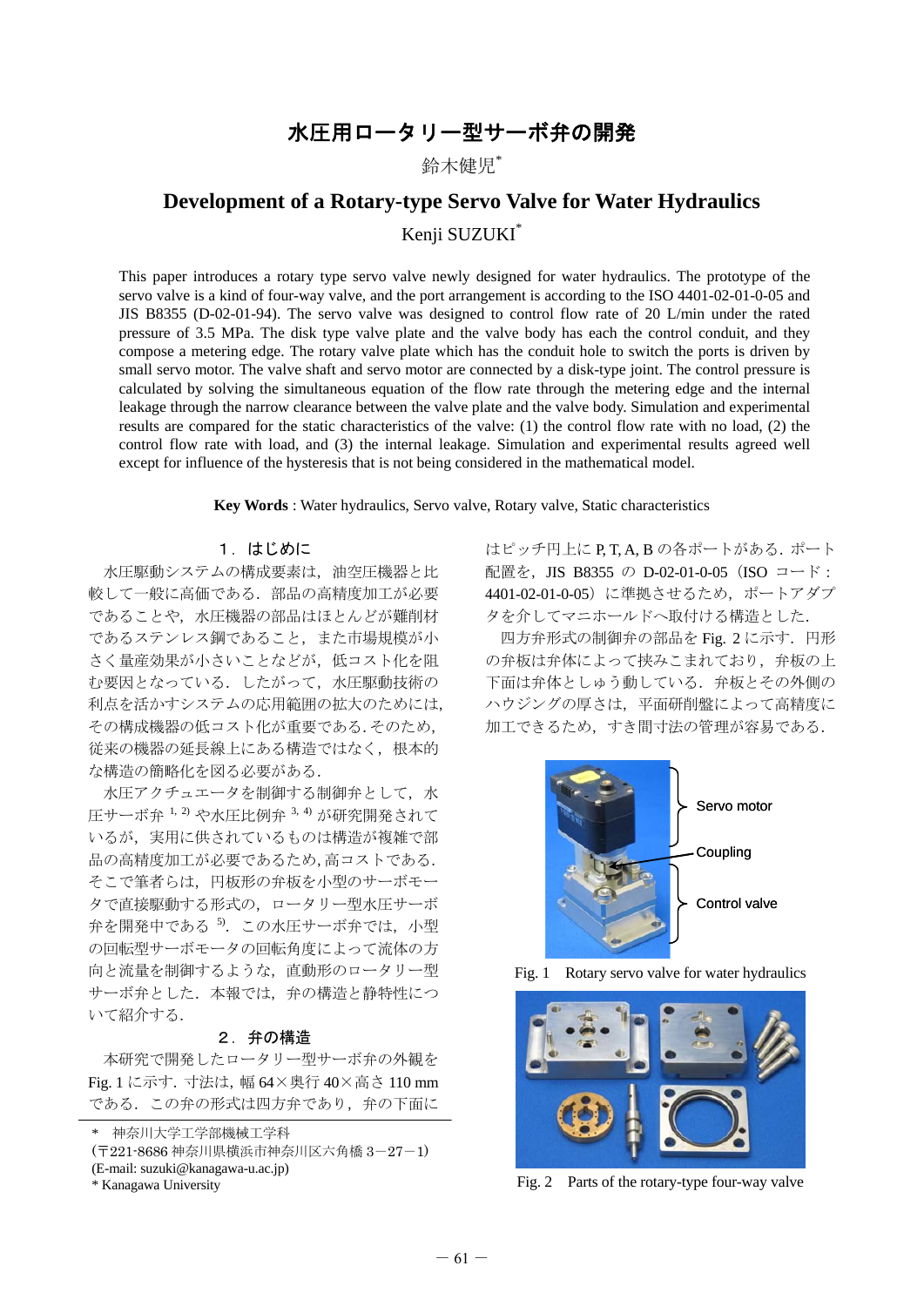# 水圧用ロータリー型サーボ弁の開発

鈴木健児*

# Development of a Rotary-type Servo Valve for Water Hydraulics

Kenji SUZUKI*

This paper introduces a rotary type servo valve newly designed for water hydraulics. The prototype of the servo valve is a kind of four-way valve, and the port arrangement is according to the ISO 4401-02-01-0-05 and JIS B8355 (D-02-01-94). The servo valve was designed to control flow rate of 20 L/min under the rated pressure of 3.5 MPa. The disk type valve plate and the valve body has each the control conduit, and they compose a metering edge. The rotary valve plate which has the conduit hole to switch the ports is driven by small servo motor. The valve shaft and servo motor are connected by a disk-type joint. The control pressure is calculated by solving the simultaneous equation of the flow rate through the metering edge and the internal leakage through the narrow clearance between the valve plate and the valve body. Simulation and experimental results are compared for the static characteristics of the valve: (1) the control flow rate with no load, (2) the control flow rate with load, and (3) the internal leakage. Simulation and experimental results agreed well except for influence of the hysteresis that is not being considered in the mathematical model.

**Key Words** : Water hydraulics, Servo valve, Rotary valve, Static characteristics

## 1．はじめに

水圧駆動システムの構成要素は，油空圧機器と比較して一般に高価である．部品の高精度加工が必要であることや，水圧機器の部品はほとんどが難削材であるステンレス鋼であること，また市場規模が小さく量産効果が小さいことなどが，低コスト化を阻む要因となっている．したがって，水圧駆動技術の利点を活かすシステムの応用範囲の拡大のためには，その構成機器の低コスト化が重要である．そのため，従来の機器の延長線上にある構造ではなく，根本的な構造の簡略化を図る必要がある．

水圧アクチュエータを制御する制御弁として，水圧サーボ弁 [1, 2] や水圧比例弁 [3, 4] が研究開発されているが，実用に供されているものは構造が複雑で部品の高精度加工が必要であるため，高コストである．そこで筆者らは，円板形の弁板を小型のサーボモータで直接駆動する形式の，ロータリー型水圧サーボ弁を開発中である [5]．この水圧サーボ弁では，小型の回転型サーボモータの回転角度によって流体の方向と流量を制御するような，直動形のロータリー型サーボ弁とした．本報では，弁の構造と静特性について紹介する．

## 2．弁の構造

本研究で開発したロータリー型サーボ弁の外観を Fig. 1 に示す．寸法は，幅 64×奥行 40×高さ 110 mm である．この弁の形式は四方弁であり，弁の下面にはピッチ円上に P, T, A, B の各ポートがある．ポート配置を，JIS B8355 の D-02-01-0-05（ISO コード：4401-02-01-0-05）に準拠させるため，ポートアダプタを介してマニホールドへ取付ける構造とした．

四方弁形式の制御弁の部品を Fig. 2 に示す．円形の弁板は弁体によって挟みこまれており，弁板の上下面は弁体としゅう動している．弁板とその外側のハウジングの厚さは，平面研削盤によって高精度に加工できるため，すき間寸法の管理が容易である．

Servo motor

Coupling

Control valve

Fig. 1　Rotary servo valve for water hydraulics

Fig. 2　Parts of the rotary-type four-way valve

---

\* 神奈川大学工学部機械工学科
(〒221-8686 神奈川県横浜市神奈川区六角橋 3－27－1)
(E-mail: suzuki@kanagawa-u.ac.jp)
\* Kanagawa University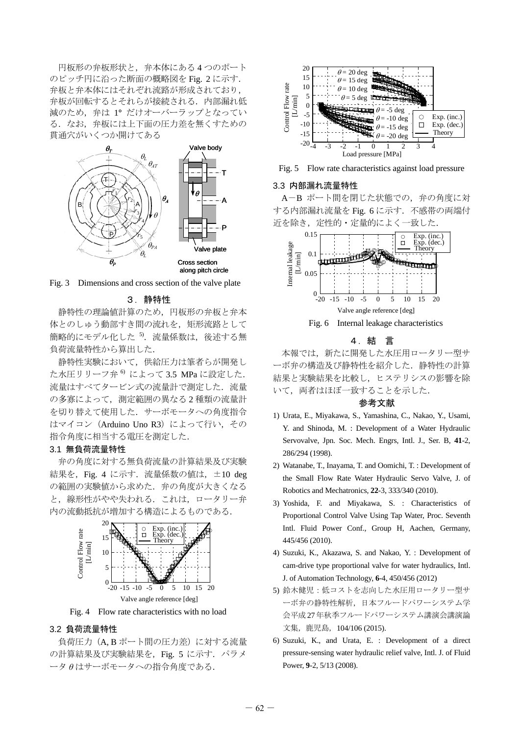円板形の弁板形状と，弁本体にある 4 つのポートのピッチ円に沿った断面の概略図を Fig. 2 に示す．弁板と弁本体にはそれぞれ流路が形成されており，弁板が回転するとそれらが接続される．内部漏れ低減のため，弁は 1° だけオーバーラップとなっている．なお，弁板には上下面の圧力差を無くすための貫通穴がいくつか開けてある

$\theta_T$ $\theta_L$ $\theta_{AT}$ T $r_1$ $r_2$ B A $r_3$ $\theta_A$ $r_4$ $\theta$ P $r_5$ $\theta_{PA}$ $\theta_L$ $\theta_P$

Valve body T $\theta$ A P Valve plate

Cross section along pitch circle

Fig. 3 Dimensions and cross section of the valve plate

## 3．静特性

静特性の理論値計算のため，円板形の弁板と弁本体とのしゅう動部すき間の流れを，矩形流路として簡略的にモデル化した [5]．流量係数は，後述する無負荷流量特性から算出した．

静特性実験において，供給圧力は筆者らが開発した水圧リリーフ弁 [6] によって 3.5 MPa に設定した．流量はすべてタービン式の流量計で測定した．流量の多寡によって，測定範囲の異なる 2 種類の流量計を切り替えて使用した．サーボモータへの角度指令はマイコン（Arduino Uno R3）によって行い，その指令角度に相当する電圧を測定した．

### 3.1 無負荷流量特性

弁の角度に対する無負荷流量の計算結果及び実験結果を，Fig. 4 に示す．流量係数の値は，±10 deg の範囲の実験値から求めた．弁の角度が大きくなると，線形性がやや失われる．これは，ロータリー弁内の流動抵抗が増加する構造によるものである．

Control Flow rate [L/min]
0 5 10 15 20
-20 -15 -10 -5 0 5 10 15 20
Valve angle reference [deg]
○ Exp. (inc.)
□ Exp. (dec.)
― Theory

Fig. 4 Flow rate characteristics with no load

### 3.2 負荷流量特性

負荷圧力（A, B ポート間の圧力差）に対する流量の計算結果及び実験結果を，Fig. 5 に示す．パラメータ $\theta$ はサーボモータへの指令角度である．

Control Flow rate [L/min]
-20 -15 -10 -5 0 5 10 15 20
-4 -3 -2 -1 0 1 2 3 4
Load pressure [MPa]
$\theta$ = 20 deg
$\theta$ = 15 deg
$\theta$ = 10 deg
$\theta$ = 5 deg
$\theta$ = -5 deg
$\theta$ = -10 deg
$\theta$ = -15 deg
$\theta$ = -20 deg
○ Exp. (inc.)
□ Exp. (dec.)
― Theory

Fig. 5 Flow rate characteristics against load pressure

### 3.3 内部漏れ流量特性

A－B ポート間を閉じた状態での，弁の角度に対する内部漏れ流量を Fig. 6 に示す．不感帯の両端付近を除き，定性的・定量的によく一致した．

Internal leakage [L/min]
0 0.05 0.1 0.15
-20 -15 -10 -5 0 5 10 15 20
Valve angle reference [deg]
○ Exp. (inc.)
□ Exp. (dec.)
― Theory

Fig. 6 Internal leakage characteristics

## 4．結 言

本報では，新たに開発した水圧用ロータリー型サーボ弁の構造及び静特性を紹介した．静特性の計算結果と実験結果を比較し，ヒステリシスの影響を除いて，両者はほぼ一致することを示した．

## 参考文献

1) Urata, E., Miyakawa, S., Yamashina, C., Nakao, Y., Usami, Y. and Shinoda, M. : Development of a Water Hydraulic Servovalve, Jpn. Soc. Mech. Engrs, Intl. J., Ser. B, **41**-2, 286/294 (1998).
2) Watanabe, T., Inayama, T. and Oomichi, T. : Development of the Small Flow Rate Water Hydraulic Servo Valve, J. of Robotics and Mechatronics, **22**-3, 333/340 (2010).
3) Yoshida, F. and Miyakawa, S. : Characteristics of Proportional Control Valve Using Tap Water, Proc. Seventh Intl. Fluid Power Conf., Group H, Aachen, Germany, 445/456 (2010).
4) Suzuki, K., Akazawa, S. and Nakao, Y. : Development of cam-drive type proportional valve for water hydraulics, Intl. J. of Automation Technology, **6**-4, 450/456 (2012)
5) 鈴木健児：低コストを志向した水圧用ロータリー型サーボ弁の静特性解析，日本フルードパワーシステム学会平成27年秋季フルードパワーシステム講演会講演論文集，鹿児島，104/106 (2015).
6) Suzuki, K., and Urata, E. : Development of a direct pressure-sensing water hydraulic relief valve, Intl. J. of Fluid Power, **9**-2, 5/13 (2008).